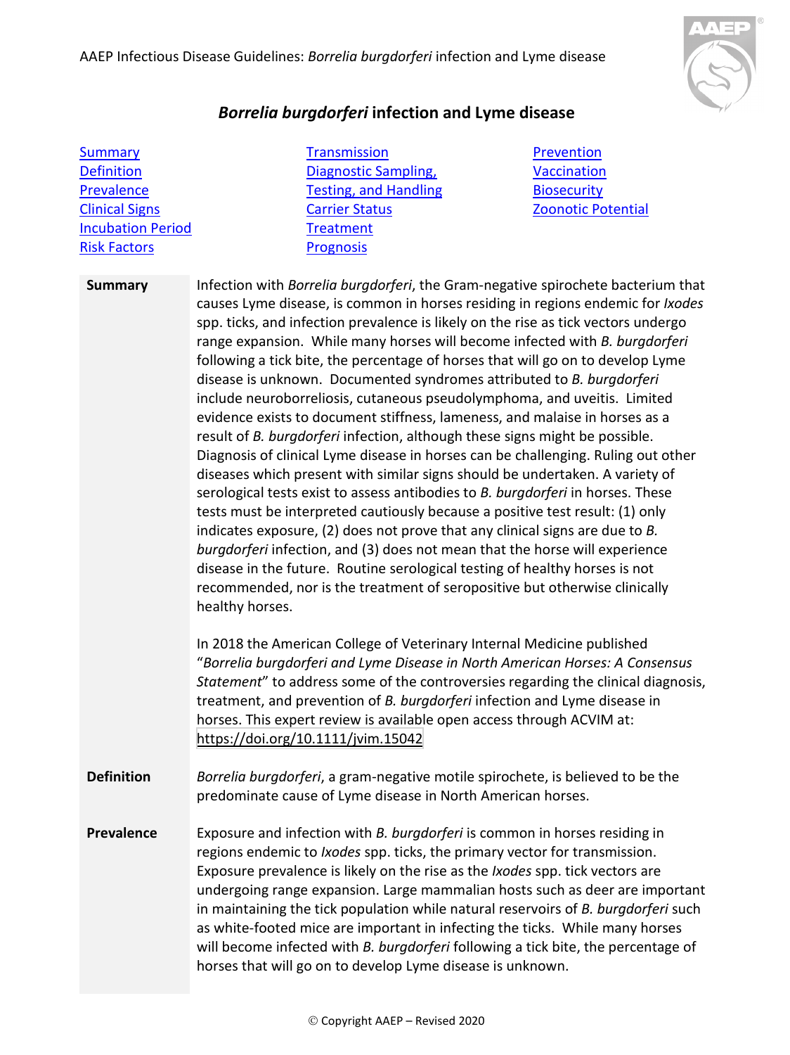# *Borrelia burgdorferi* infection and Lyme disease

- Summary
- Definition
- Prevalence
- Clinical Signs
- Incubation Period
- Risk Factors
- Transmission
- Diagnostic Sampling, Testing, and Handling
- Carrier Status
- Treatment
- Prognosis
- Prevention
- Vaccination
- Biosecurity
- Zoonotic Potential

## Summary

Infection with *Borrelia burgdorferi*, the Gram-negative spirochete bacterium that causes Lyme disease, is common in horses residing in regions endemic for *Ixodes* spp. ticks, and infection prevalence is likely on the rise as tick vectors undergo range expansion. While many horses will become infected with *B. burgdorferi* following a tick bite, the percentage of horses that will go on to develop Lyme disease is unknown. Documented syndromes attributed to *B. burgdorferi* include neuroborreliosis, cutaneous pseudolymphoma, and uveitis. Limited evidence exists to document stiffness, lameness, and malaise in horses as a result of *B. burgdorferi* infection, although these signs might be possible. Diagnosis of clinical Lyme disease in horses can be challenging. Ruling out other diseases which present with similar signs should be undertaken. A variety of serological tests exist to assess antibodies to *B. burgdorferi* in horses. These tests must be interpreted cautiously because a positive test result: (1) only indicates exposure, (2) does not prove that any clinical signs are due to *B. burgdorferi* infection, and (3) does not mean that the horse will experience disease in the future. Routine serological testing of healthy horses is not recommended, nor is the treatment of seropositive but otherwise clinically healthy horses.

In 2018 the American College of Veterinary Internal Medicine published "*Borrelia burgdorferi and Lyme Disease in North American Horses: A Consensus Statement*" to address some of the controversies regarding the clinical diagnosis, treatment, and prevention of *B. burgdorferi* infection and Lyme disease in horses. This expert review is available open access through ACVIM at: https://doi.org/10.1111/jvim.15042

## Definition

*Borrelia burgdorferi*, a gram-negative motile spirochete, is believed to be the predominate cause of Lyme disease in North American horses.

## Prevalence

Exposure and infection with *B. burgdorferi* is common in horses residing in regions endemic to *Ixodes* spp. ticks, the primary vector for transmission. Exposure prevalence is likely on the rise as the *Ixodes* spp. tick vectors are undergoing range expansion. Large mammalian hosts such as deer are important in maintaining the tick population while natural reservoirs of *B. burgdorferi* such as white-footed mice are important in infecting the ticks. While many horses will become infected with *B. burgdorferi* following a tick bite, the percentage of horses that will go on to develop Lyme disease is unknown.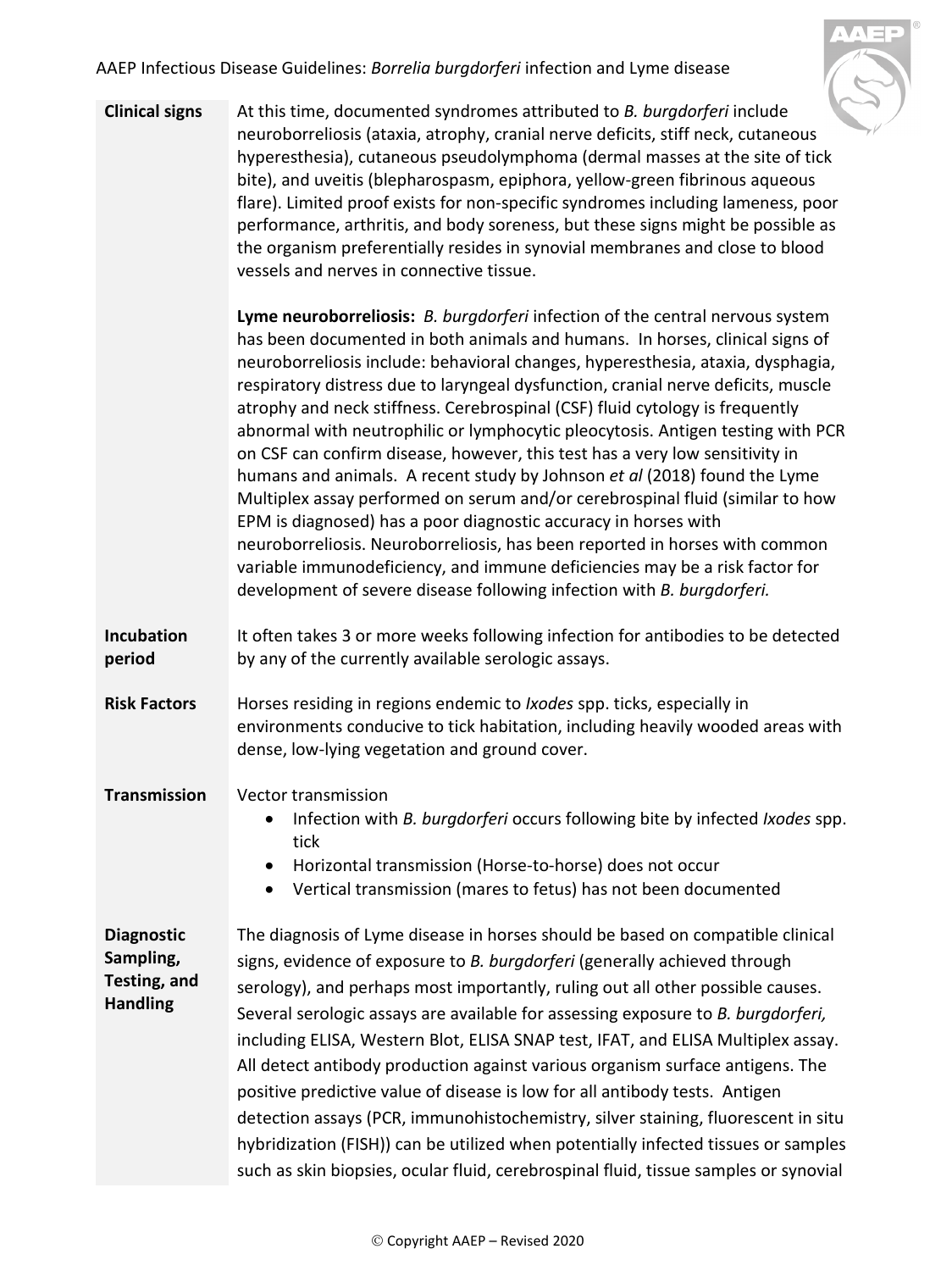**Clinical signs**

At this time, documented syndromes attributed to *B. burgdorferi* include neuroborreliosis (ataxia, atrophy, cranial nerve deficits, stiff neck, cutaneous hyperesthesia), cutaneous pseudolymphoma (dermal masses at the site of tick bite), and uveitis (blepharospasm, epiphora, yellow-green fibrinous aqueous flare). Limited proof exists for non-specific syndromes including lameness, poor performance, arthritis, and body soreness, but these signs might be possible as the organism preferentially resides in synovial membranes and close to blood vessels and nerves in connective tissue.

**Lyme neuroborreliosis:** *B. burgdorferi* infection of the central nervous system has been documented in both animals and humans. In horses, clinical signs of neuroborreliosis include: behavioral changes, hyperesthesia, ataxia, dysphagia, respiratory distress due to laryngeal dysfunction, cranial nerve deficits, muscle atrophy and neck stiffness. Cerebrospinal (CSF) fluid cytology is frequently abnormal with neutrophilic or lymphocytic pleocytosis. Antigen testing with PCR on CSF can confirm disease, however, this test has a very low sensitivity in humans and animals. A recent study by Johnson *et al* (2018) found the Lyme Multiplex assay performed on serum and/or cerebrospinal fluid (similar to how EPM is diagnosed) has a poor diagnostic accuracy in horses with neuroborreliosis. Neuroborreliosis, has been reported in horses with common variable immunodeficiency, and immune deficiencies may be a risk factor for development of severe disease following infection with *B. burgdorferi.*

**Incubation period**

It often takes 3 or more weeks following infection for antibodies to be detected by any of the currently available serologic assays.

**Risk Factors**

Horses residing in regions endemic to *Ixodes* spp. ticks, especially in environments conducive to tick habitation, including heavily wooded areas with dense, low-lying vegetation and ground cover.

**Transmission**

Vector transmission

- Infection with *B. burgdorferi* occurs following bite by infected *Ixodes* spp. tick
- Horizontal transmission (Horse-to-horse) does not occur
- Vertical transmission (mares to fetus) has not been documented

**Diagnostic Sampling, Testing, and Handling**

The diagnosis of Lyme disease in horses should be based on compatible clinical signs, evidence of exposure to *B. burgdorferi* (generally achieved through serology), and perhaps most importantly, ruling out all other possible causes. Several serologic assays are available for assessing exposure to *B. burgdorferi,* including ELISA, Western Blot, ELISA SNAP test, IFAT, and ELISA Multiplex assay. All detect antibody production against various organism surface antigens. The positive predictive value of disease is low for all antibody tests. Antigen detection assays (PCR, immunohistochemistry, silver staining, fluorescent in situ hybridization (FISH)) can be utilized when potentially infected tissues or samples such as skin biopsies, ocular fluid, cerebrospinal fluid, tissue samples or synovial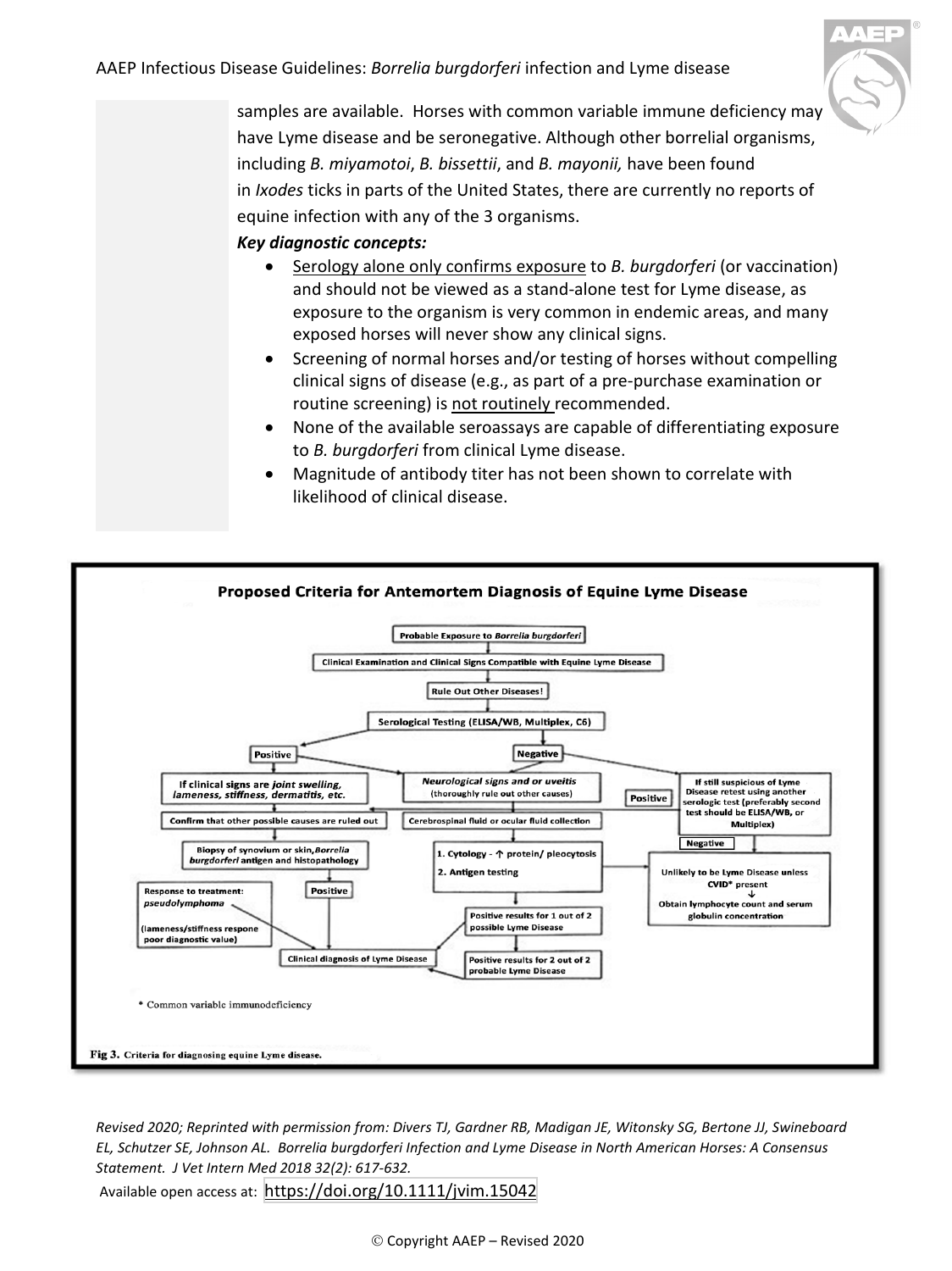samples are available. Horses with common variable immune deficiency may have Lyme disease and be seronegative. Although other borrelial organisms, including *B. miyamotoi*, *B. bissettii*, and *B. mayonii,* have been found in *Ixodes* ticks in parts of the United States, there are currently no reports of equine infection with any of the 3 organisms.

***Key diagnostic concepts:***

- Serology alone only confirms exposure to *B. burgdorferi* (or vaccination) and should not be viewed as a stand-alone test for Lyme disease, as exposure to the organism is very common in endemic areas, and many exposed horses will never show any clinical signs.
- Screening of normal horses and/or testing of horses without compelling clinical signs of disease (e.g., as part of a pre-purchase examination or routine screening) is not routinely recommended.
- None of the available seroassays are capable of differentiating exposure to *B. burgdorferi* from clinical Lyme disease.
- Magnitude of antibody titer has not been shown to correlate with likelihood of clinical disease.

**Proposed Criteria for Antemortem Diagnosis of Equine Lyme Disease**

- Probable Exposure to *Borrelia burgdorferi*
- Clinical Examination and Clinical Signs Compatible with Equine Lyme Disease
- Rule Out Other Diseases!
- Serological Testing (ELISA/WB, Multiplex, C6)
  - Positive
    - If clinical signs are *joint swelling, lameness, stiffness, dermatitis, etc.*
      - Confirm that other possible causes are ruled out
      - Biopsy of synovium or skin, *Borrelia burgdorferi* antigen and histopathology
      - Positive → Clinical diagnosis of Lyme Disease
      - Response to treatment: *pseudolymphoma* (lameness/stiffness respone poor diagnostic value) → Clinical diagnosis of Lyme Disease
    - *Neurological signs and or uveitis* (thoroughly rule out other causes)
      - Cerebrospinal fluid or ocular fluid collection
      - 1. Cytology - ↑ protein/ pleocytosis
      - 2. Antigen testing
      - Positive results for 1 out of 2 possible Lyme Disease
      - Positive results for 2 out of 2 probable Lyme Disease
      - → Clinical diagnosis of Lyme Disease
  - Negative
    - *Neurological signs and or uveitis* (thoroughly rule out other causes)
    - If still suspicious of Lyme Disease retest using another serologic test (preferably second test should be ELISA/WB, or Multiplex)
      - Positive
      - Negative → Unlikely to be Lyme Disease unless CVID* present ↓ Obtain lymphocyte count and serum globulin concentration

\* Common variable immunodeficiency

**Fig 3.** Criteria for diagnosing equine Lyme disease.

*Revised 2020; Reprinted with permission from: Divers TJ, Gardner RB, Madigan JE, Witonsky SG, Bertone JJ, Swineboard EL, Schutzer SE, Johnson AL. Borrelia burgdorferi Infection and Lyme Disease in North American Horses: A Consensus Statement. J Vet Intern Med 2018 32(2): 617-632.*

Available open access at: https://doi.org/10.1111/jvim.15042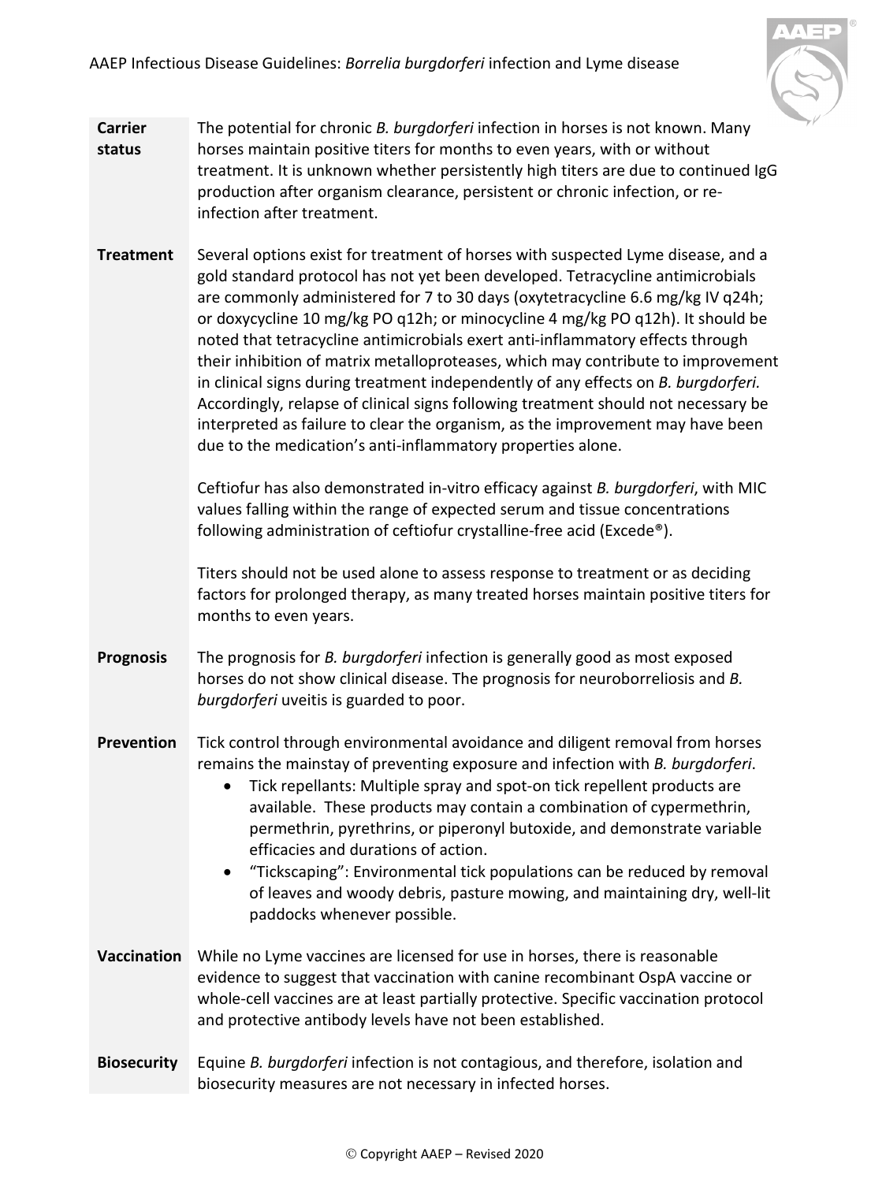**Carrier status**

The potential for chronic *B. burgdorferi* infection in horses is not known. Many horses maintain positive titers for months to even years, with or without treatment. It is unknown whether persistently high titers are due to continued IgG production after organism clearance, persistent or chronic infection, or re-infection after treatment.

**Treatment**

Several options exist for treatment of horses with suspected Lyme disease, and a gold standard protocol has not yet been developed. Tetracycline antimicrobials are commonly administered for 7 to 30 days (oxytetracycline 6.6 mg/kg IV q24h; or doxycycline 10 mg/kg PO q12h; or minocycline 4 mg/kg PO q12h). It should be noted that tetracycline antimicrobials exert anti-inflammatory effects through their inhibition of matrix metalloproteases, which may contribute to improvement in clinical signs during treatment independently of any effects on *B. burgdorferi.* Accordingly, relapse of clinical signs following treatment should not necessary be interpreted as failure to clear the organism, as the improvement may have been due to the medication's anti-inflammatory properties alone.

Ceftiofur has also demonstrated in-vitro efficacy against *B. burgdorferi*, with MIC values falling within the range of expected serum and tissue concentrations following administration of ceftiofur crystalline-free acid (Excede®).

Titers should not be used alone to assess response to treatment or as deciding factors for prolonged therapy, as many treated horses maintain positive titers for months to even years.

**Prognosis**

The prognosis for *B. burgdorferi* infection is generally good as most exposed horses do not show clinical disease. The prognosis for neuroborreliosis and *B. burgdorferi* uveitis is guarded to poor.

**Prevention**

Tick control through environmental avoidance and diligent removal from horses remains the mainstay of preventing exposure and infection with *B. burgdorferi*.

- Tick repellants: Multiple spray and spot-on tick repellent products are available. These products may contain a combination of cypermethrin, permethrin, pyrethrins, or piperonyl butoxide, and demonstrate variable efficacies and durations of action.
- "Tickscaping": Environmental tick populations can be reduced by removal of leaves and woody debris, pasture mowing, and maintaining dry, well-lit paddocks whenever possible.

**Vaccination**

While no Lyme vaccines are licensed for use in horses, there is reasonable evidence to suggest that vaccination with canine recombinant OspA vaccine or whole-cell vaccines are at least partially protective. Specific vaccination protocol and protective antibody levels have not been established.

**Biosecurity**

Equine *B. burgdorferi* infection is not contagious, and therefore, isolation and biosecurity measures are not necessary in infected horses.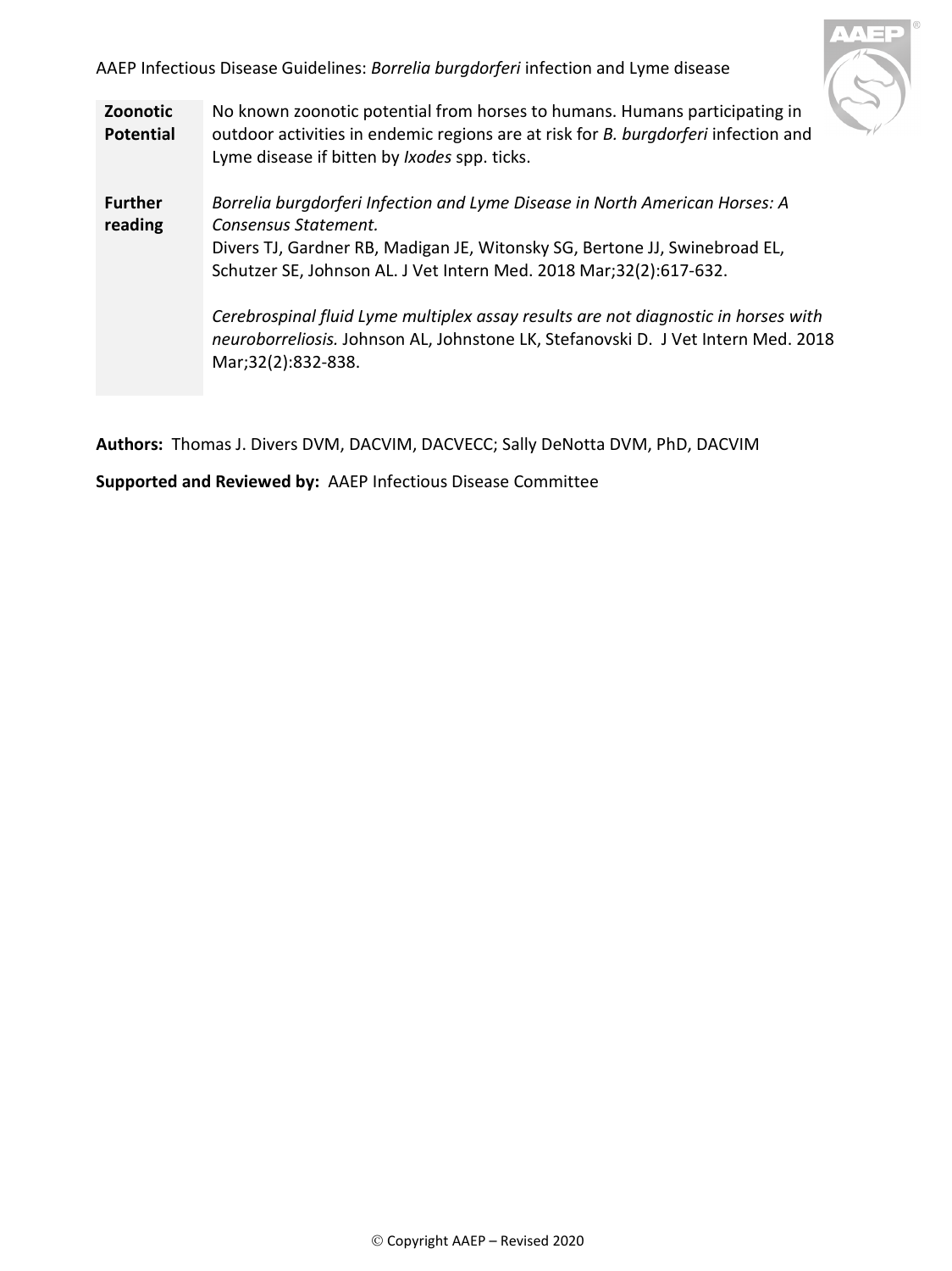| | |
|---|---|
| **Zoonotic Potential** | No known zoonotic potential from horses to humans. Humans participating in outdoor activities in endemic regions are at risk for *B. burgdorferi* infection and Lyme disease if bitten by *Ixodes* spp. ticks. |
| **Further reading** | *Borrelia burgdorferi Infection and Lyme Disease in North American Horses: A Consensus Statement.* Divers TJ, Gardner RB, Madigan JE, Witonsky SG, Bertone JJ, Swinebroad EL, Schutzer SE, Johnson AL. J Vet Intern Med. 2018 Mar;32(2):617-632. <br><br> *Cerebrospinal fluid Lyme multiplex assay results are not diagnostic in horses with neuroborreliosis.* Johnson AL, Johnstone LK, Stefanovski D. J Vet Intern Med. 2018 Mar;32(2):832-838. |

**Authors:** Thomas J. Divers DVM, DACVIM, DACVECC; Sally DeNotta DVM, PhD, DACVIM

**Supported and Reviewed by:** AAEP Infectious Disease Committee